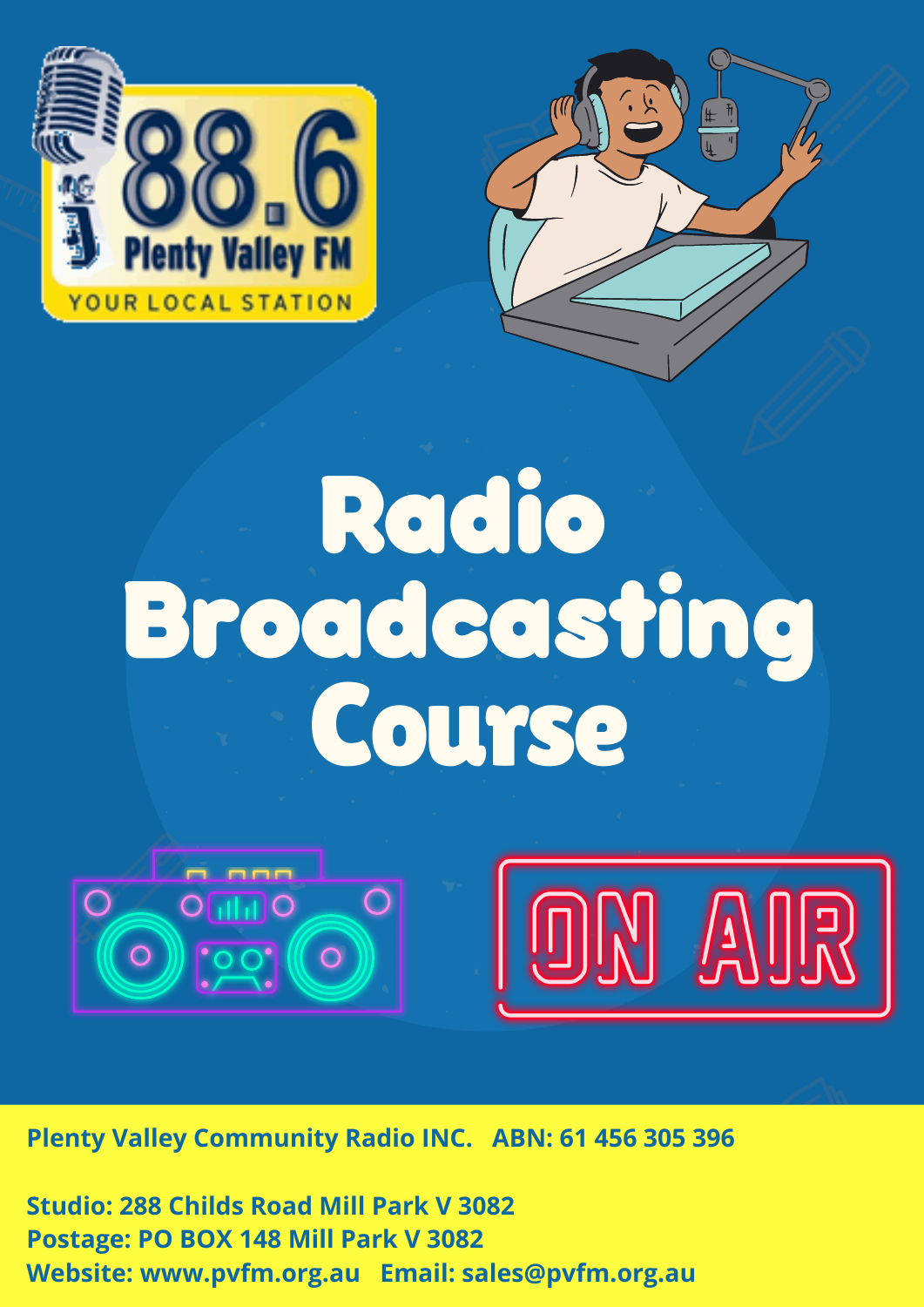88.6 Plenty Valley FM

YOUR LOCAL STATION

# Radio Broadcasting Course

ON AIR

**Plenty Valley Community Radio INC. ABN: 61 456 305 396**

**Studio: 288 Childs Road Mill Park V 3082**
**Postage: PO BOX 148 Mill Park V 3082**
**Website: www.pvfm.org.au Email: sales@pvfm.org.au**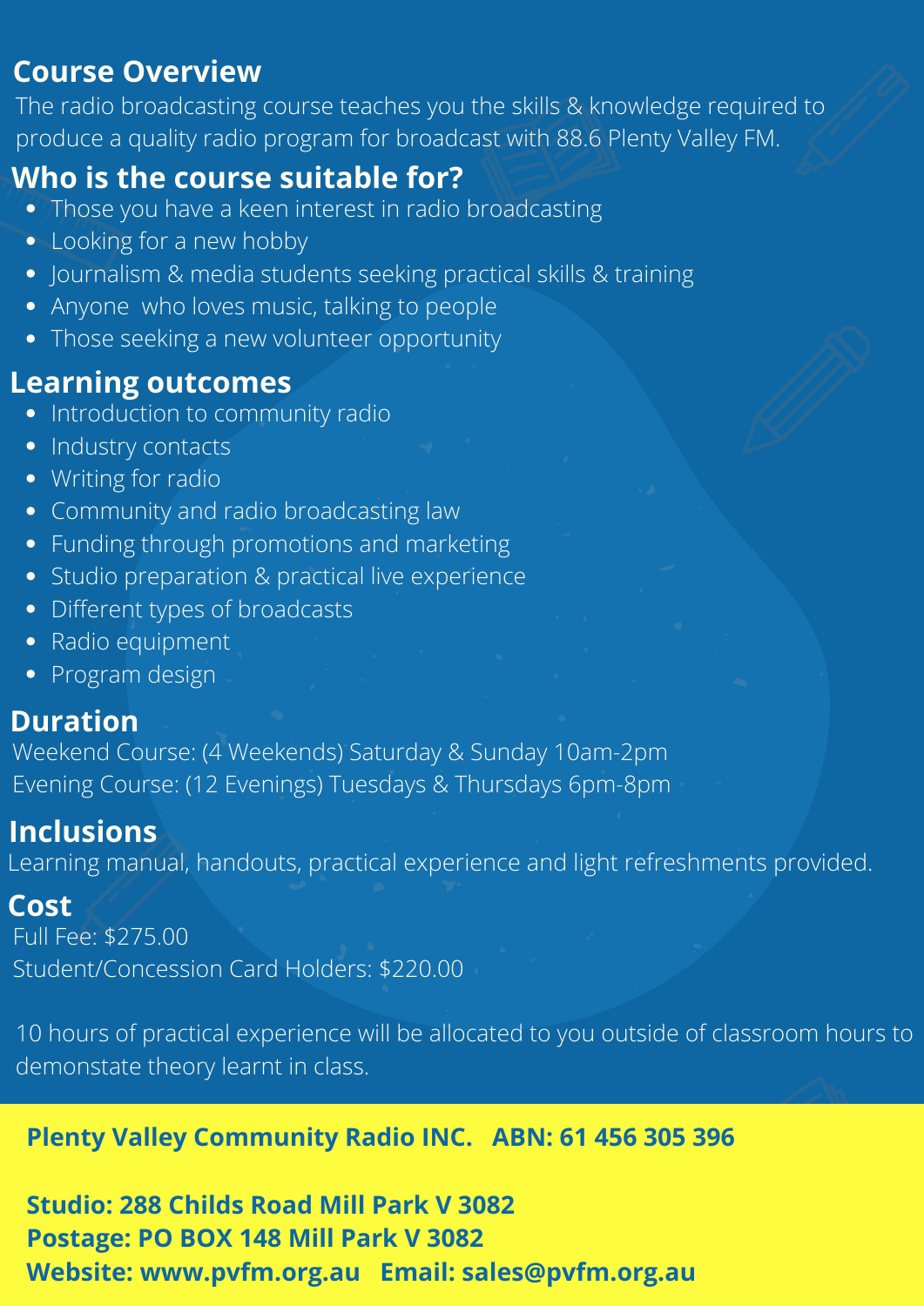## Course Overview

The radio broadcasting course teaches you the skills & knowledge required to produce a quality radio program for broadcast with 88.6 Plenty Valley FM.

## Who is the course suitable for?

- Those you have a keen interest in radio broadcasting
- Looking for a new hobby
- Journalism & media students seeking practical skills & training
- Anyone who loves music, talking to people
- Those seeking a new volunteer opportunity

## Learning outcomes

- Introduction to community radio
- Industry contacts
- Writing for radio
- Community and radio broadcasting law
- Funding through promotions and marketing
- Studio preparation & practical live experience
- Different types of broadcasts
- Radio equipment
- Program design

## Duration

Weekend Course: (4 Weekends) Saturday & Sunday 10am-2pm
Evening Course: (12 Evenings) Tuesdays & Thursdays 6pm-8pm

## Inclusions

Learning manual, handouts, practical experience and light refreshments provided.

## Cost

Full Fee: $275.00
Student/Concession Card Holders: $220.00

10 hours of practical experience will be allocated to you outside of classroom hours to demonstate theory learnt in class.

**Plenty Valley Community Radio INC. ABN: 61 456 305 396**

**Studio: 288 Childs Road Mill Park V 3082**
**Postage: PO BOX 148 Mill Park V 3082**
**Website: www.pvfm.org.au Email: sales@pvfm.org.au**